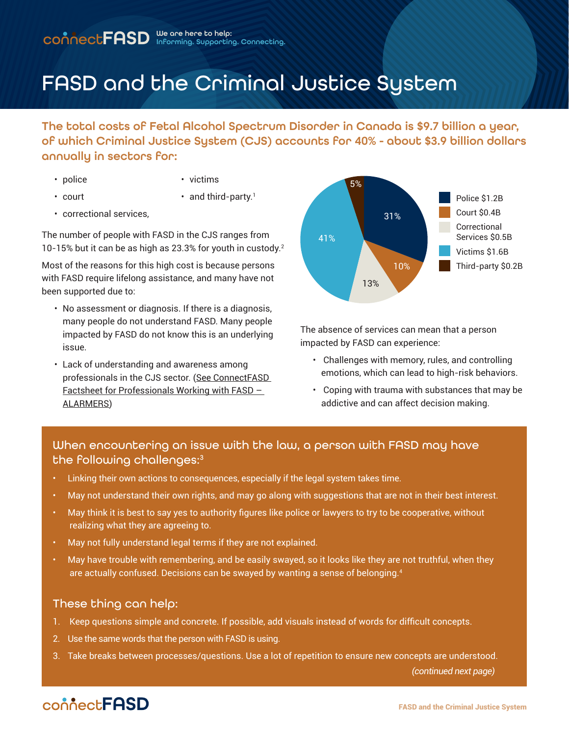connectFASD We are here to help: Informing. Supporting. Connecting.

# FASD and the Criminal Justice System

## The total costs of Fetal Alcohol Spectrum Disorder in Canada is $9.7 billion a year, of which Criminal Justice System (CJS) accounts for 40% - about $3.9 billion dollars annually in sectors for:

- police
- court
- correctional services,
- victims
- and third-party.[1]

The number of people with FASD in the CJS ranges from 10-15% but it can be as high as 23.3% for youth in custody.[2]

Most of the reasons for this high cost is because persons with FASD require lifelong assistance, and many have not been supported due to:

- No assessment or diagnosis. If there is a diagnosis, many people do not understand FASD. Many people impacted by FASD do not know this is an underlying issue.
- Lack of understanding and awareness among professionals in the CJS sector. (See ConnectFASD Factsheet for Professionals Working with FASD – ALARMERS)

| Sector | Cost | Share |
|---|---|---|
| Police | $1.2B | 31% |
| Court | $0.4B | 10% |
| Correctional Services | $0.5B | 13% |
| Victims | $1.6B | 41% |
| Third-party | $0.2B | 5% |

The absence of services can mean that a person impacted by FASD can experience:

- Challenges with memory, rules, and controlling emotions, which can lead to high-risk behaviors.
- Coping with trauma with substances that may be addictive and can affect decision making.

### When encountering an issue with the law, a person with FASD may have the following challenges:[3]

- Linking their own actions to consequences, especially if the legal system takes time.
- May not understand their own rights, and may go along with suggestions that are not in their best interest.
- May think it is best to say yes to authority figures like police or lawyers to try to be cooperative, without realizing what they are agreeing to.
- May not fully understand legal terms if they are not explained.
- May have trouble with remembering, and be easily swayed, so it looks like they are not truthful, when they are actually confused. Decisions can be swayed by wanting a sense of belonging.[4]

### These thing can help:

1. Keep questions simple and concrete. If possible, add visuals instead of words for difficult concepts.
2. Use the same words that the person with FASD is using.
3. Take breaks between processes/questions. Use a lot of repetition to ensure new concepts are understood.

*(continued next page)*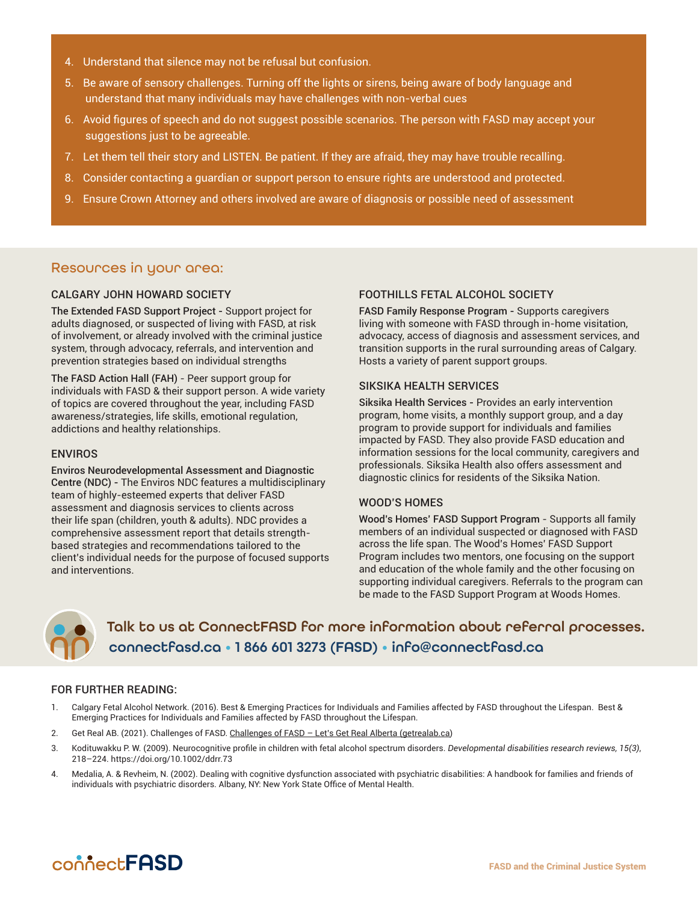4. Understand that silence may not be refusal but confusion.
5. Be aware of sensory challenges. Turning off the lights or sirens, being aware of body language and understand that many individuals may have challenges with non-verbal cues
6. Avoid figures of speech and do not suggest possible scenarios. The person with FASD may accept your suggestions just to be agreeable.
7. Let them tell their story and LISTEN. Be patient. If they are afraid, they may have trouble recalling.
8. Consider contacting a guardian or support person to ensure rights are understood and protected.
9. Ensure Crown Attorney and others involved are aware of diagnosis or possible need of assessment

## Resources in your area:

### CALGARY JOHN HOWARD SOCIETY

**The Extended FASD Support Project** - Support project for adults diagnosed, or suspected of living with FASD, at risk of involvement, or already involved with the criminal justice system, through advocacy, referrals, and intervention and prevention strategies based on individual strengths

**The FASD Action Hall (FAH)** - Peer support group for individuals with FASD & their support person. A wide variety of topics are covered throughout the year, including FASD awareness/strategies, life skills, emotional regulation, addictions and healthy relationships.

### ENVIROS

**Enviros Neurodevelopmental Assessment and Diagnostic Centre (NDC)** - The Enviros NDC features a multidisciplinary team of highly-esteemed experts that deliver FASD assessment and diagnosis services to clients across their life span (children, youth & adults). NDC provides a comprehensive assessment report that details strength-based strategies and recommendations tailored to the client's individual needs for the purpose of focused supports and interventions.

### FOOTHILLS FETAL ALCOHOL SOCIETY

**FASD Family Response Program** - Supports caregivers living with someone with FASD through in-home visitation, advocacy, access of diagnosis and assessment services, and transition supports in the rural surrounding areas of Calgary. Hosts a variety of parent support groups.

### SIKSIKA HEALTH SERVICES

**Siksika Health Services** - Provides an early intervention program, home visits, a monthly support group, and a day program to provide support for individuals and families impacted by FASD. They also provide FASD education and information sessions for the local community, caregivers and professionals. Siksika Health also offers assessment and diagnostic clinics for residents of the Siksika Nation.

### WOOD'S HOMES

**Wood's Homes' FASD Support Program** - Supports all family members of an individual suspected or diagnosed with FASD across the life span. The Wood's Homes' FASD Support Program includes two mentors, one focusing on the support and education of the whole family and the other focusing on supporting individual caregivers. Referrals to the program can be made to the FASD Support Program at Woods Homes.

**Talk to us at ConnectFASD for more information about referral processes.**
**connectfasd.ca • 1 866 601 3273 (FASD) • info@connectfasd.ca**

### FOR FURTHER READING:

1. Calgary Fetal Alcohol Network. (2016). Best & Emerging Practices for Individuals and Families affected by FASD throughout the Lifespan. Best & Emerging Practices for Individuals and Families affected by FASD throughout the Lifespan.
2. Get Real AB. (2021). Challenges of FASD. Challenges of FASD – Let's Get Real Alberta (getrealab.ca)
3. Kodituwakku P. W. (2009). Neurocognitive profile in children with fetal alcohol spectrum disorders. *Developmental disabilities research reviews, 15(3)*, 218–224. https://doi.org/10.1002/ddrr.73
4. Medalia, A. & Revheim, N. (2002). Dealing with cognitive dysfunction associated with psychiatric disabilities: A handbook for families and friends of individuals with psychiatric disorders. Albany, NY: New York State Office of Mental Health.